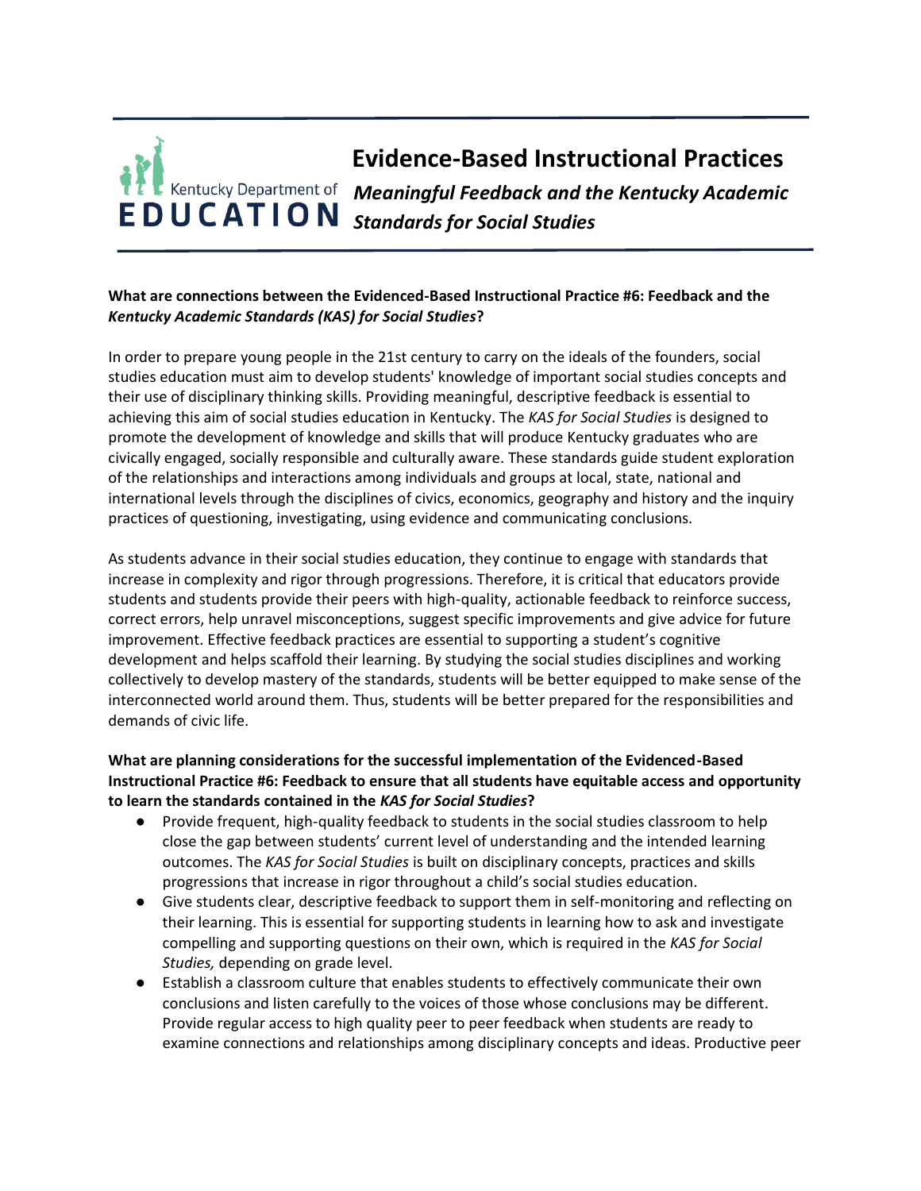# Evidence-Based Instructional Practices

## *Meaningful Feedback and the Kentucky Academic Standards for Social Studies*

**What are connections between the Evidenced-Based Instructional Practice #6: Feedback and the *Kentucky Academic Standards (KAS) for Social Studies*?**

In order to prepare young people in the 21st century to carry on the ideals of the founders, social studies education must aim to develop students' knowledge of important social studies concepts and their use of disciplinary thinking skills. Providing meaningful, descriptive feedback is essential to achieving this aim of social studies education in Kentucky. The *KAS for Social Studies* is designed to promote the development of knowledge and skills that will produce Kentucky graduates who are civically engaged, socially responsible and culturally aware. These standards guide student exploration of the relationships and interactions among individuals and groups at local, state, national and international levels through the disciplines of civics, economics, geography and history and the inquiry practices of questioning, investigating, using evidence and communicating conclusions.

As students advance in their social studies education, they continue to engage with standards that increase in complexity and rigor through progressions. Therefore, it is critical that educators provide students and students provide their peers with high-quality, actionable feedback to reinforce success, correct errors, help unravel misconceptions, suggest specific improvements and give advice for future improvement. Effective feedback practices are essential to supporting a student's cognitive development and helps scaffold their learning. By studying the social studies disciplines and working collectively to develop mastery of the standards, students will be better equipped to make sense of the interconnected world around them. Thus, students will be better prepared for the responsibilities and demands of civic life.

**What are planning considerations for the successful implementation of the Evidenced-Based Instructional Practice #6: Feedback to ensure that all students have equitable access and opportunity to learn the standards contained in the *KAS for Social Studies*?**

- Provide frequent, high-quality feedback to students in the social studies classroom to help close the gap between students' current level of understanding and the intended learning outcomes. The *KAS for Social Studies* is built on disciplinary concepts, practices and skills progressions that increase in rigor throughout a child's social studies education.
- Give students clear, descriptive feedback to support them in self-monitoring and reflecting on their learning. This is essential for supporting students in learning how to ask and investigate compelling and supporting questions on their own, which is required in the *KAS for Social Studies,* depending on grade level.
- Establish a classroom culture that enables students to effectively communicate their own conclusions and listen carefully to the voices of those whose conclusions may be different. Provide regular access to high quality peer to peer feedback when students are ready to examine connections and relationships among disciplinary concepts and ideas. Productive peer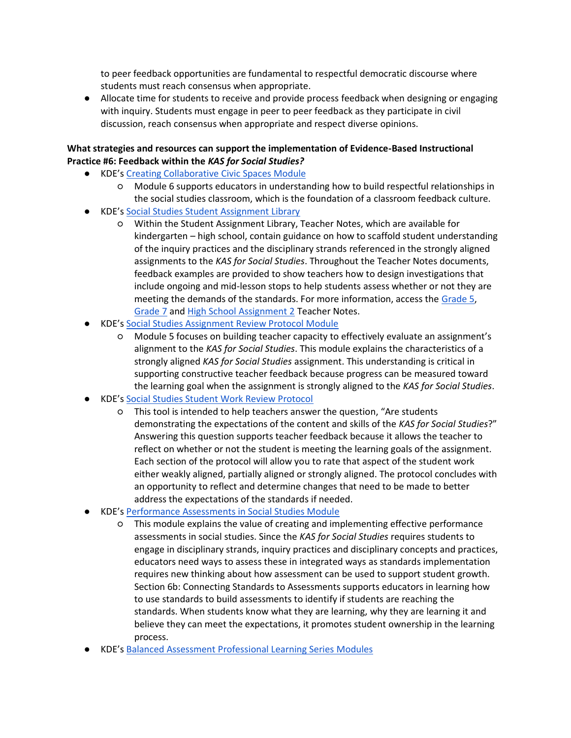to peer feedback opportunities are fundamental to respectful democratic discourse where students must reach consensus when appropriate.

- Allocate time for students to receive and provide process feedback when designing or engaging with inquiry. Students must engage in peer to peer feedback as they participate in civil discussion, reach consensus when appropriate and respect diverse opinions.

**What strategies and resources can support the implementation of Evidence-Based Instructional Practice #6: Feedback within the *KAS for Social Studies?***

- KDE's Creating Collaborative Civic Spaces Module
  - Module 6 supports educators in understanding how to build respectful relationships in the social studies classroom, which is the foundation of a classroom feedback culture.
- KDE's Social Studies Student Assignment Library
  - Within the Student Assignment Library, Teacher Notes, which are available for kindergarten – high school, contain guidance on how to scaffold student understanding of the inquiry practices and the disciplinary strands referenced in the strongly aligned assignments to the *KAS for Social Studies*. Throughout the Teacher Notes documents, feedback examples are provided to show teachers how to design investigations that include ongoing and mid-lesson stops to help students assess whether or not they are meeting the demands of the standards. For more information, access the Grade 5, Grade 7 and High School Assignment 2 Teacher Notes.
- KDE's Social Studies Assignment Review Protocol Module
  - Module 5 focuses on building teacher capacity to effectively evaluate an assignment's alignment to the *KAS for Social Studies*. This module explains the characteristics of a strongly aligned *KAS for Social Studies* assignment. This understanding is critical in supporting constructive teacher feedback because progress can be measured toward the learning goal when the assignment is strongly aligned to the *KAS for Social Studies*.
- KDE's Social Studies Student Work Review Protocol
  - This tool is intended to help teachers answer the question, "Are students demonstrating the expectations of the content and skills of the *KAS for Social Studies*?" Answering this question supports teacher feedback because it allows the teacher to reflect on whether or not the student is meeting the learning goals of the assignment. Each section of the protocol will allow you to rate that aspect of the student work either weakly aligned, partially aligned or strongly aligned. The protocol concludes with an opportunity to reflect and determine changes that need to be made to better address the expectations of the standards if needed.
- KDE's Performance Assessments in Social Studies Module
  - This module explains the value of creating and implementing effective performance assessments in social studies. Since the *KAS for Social Studies* requires students to engage in disciplinary strands, inquiry practices and disciplinary concepts and practices, educators need ways to assess these in integrated ways as standards implementation requires new thinking about how assessment can be used to support student growth. Section 6b: Connecting Standards to Assessments supports educators in learning how to use standards to build assessments to identify if students are reaching the standards. When students know what they are learning, why they are learning it and believe they can meet the expectations, it promotes student ownership in the learning process.
- KDE's Balanced Assessment Professional Learning Series Modules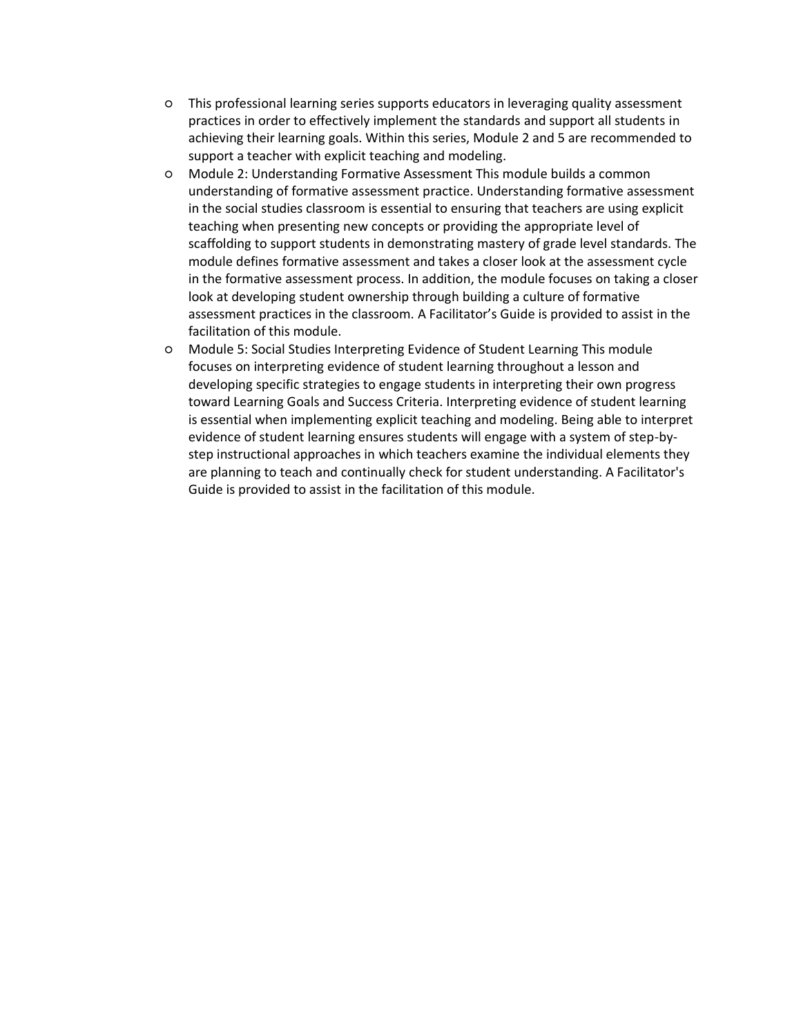- This professional learning series supports educators in leveraging quality assessment practices in order to effectively implement the standards and support all students in achieving their learning goals. Within this series, Module 2 and 5 are recommended to support a teacher with explicit teaching and modeling.
- Module 2: Understanding Formative Assessment This module builds a common understanding of formative assessment practice. Understanding formative assessment in the social studies classroom is essential to ensuring that teachers are using explicit teaching when presenting new concepts or providing the appropriate level of scaffolding to support students in demonstrating mastery of grade level standards. The module defines formative assessment and takes a closer look at the assessment cycle in the formative assessment process. In addition, the module focuses on taking a closer look at developing student ownership through building a culture of formative assessment practices in the classroom. A Facilitator's Guide is provided to assist in the facilitation of this module.
- Module 5: Social Studies Interpreting Evidence of Student Learning This module focuses on interpreting evidence of student learning throughout a lesson and developing specific strategies to engage students in interpreting their own progress toward Learning Goals and Success Criteria. Interpreting evidence of student learning is essential when implementing explicit teaching and modeling. Being able to interpret evidence of student learning ensures students will engage with a system of step-by-step instructional approaches in which teachers examine the individual elements they are planning to teach and continually check for student understanding. A Facilitator's Guide is provided to assist in the facilitation of this module.